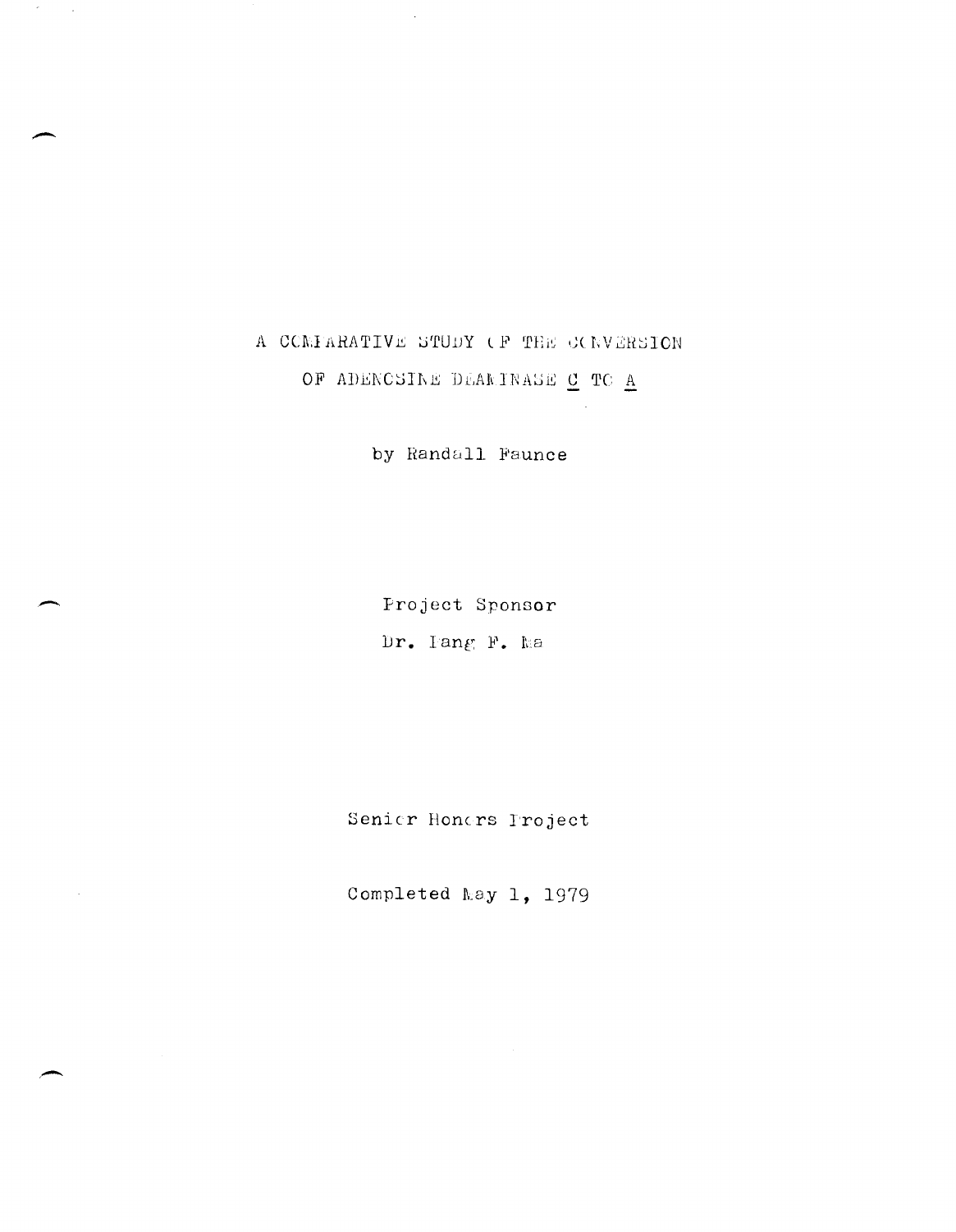# A COMPARATIVE STUDY OF THE CONVERSION OF ADENOSINE DEAMINASE _C_ TO _A_

by Randall Faunce

Project Sponsor

Dr. Pang F. Ma

Senior Honors Project

Completed May 1, 1979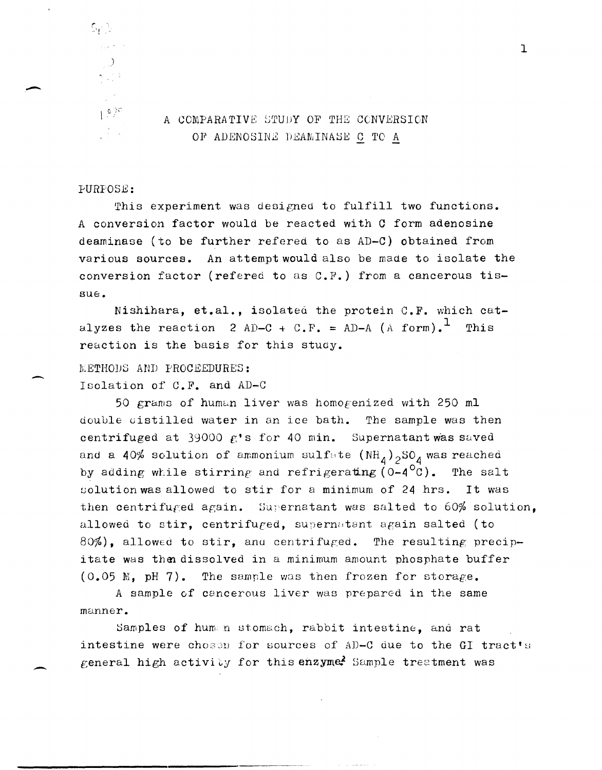# A COMPARATIVE STUDY OF THE CONVERSION OF ADENOSINE DEAMINASE C TO A

PURPOSE:

This experiment was designed to fulfill two functions. A conversion factor would be reacted with C form adenosine deaminase (to be further refered to as AD-C) obtained from various sources. An attempt would also be made to isolate the conversion factor (refered to as C.F.) from a cancerous tissue.

Nishihara, et.al., isolated the protein C.F. which catalyzes the reaction 2 AD-C + C.F. = AD-A (A form).[1] This reaction is the basis for this study.

METHODS AND PROCEEDURES:

Isolation of C.F. and AD-C

50 grams of human liver was homogenized with 250 ml double distilled water in an ice bath. The sample was then centrifuged at 39000 g's for 40 min. Supernatant was saved and a 40% solution of ammonium sulfate $(NH_4)_2SO_4$ was reached by adding while stirring and refrigerating (0-4°C). The salt solution was allowed to stir for a minimum of 24 hrs. It was then centrifuged again. Supernatant was salted to 60% solution, allowed to stir, centrifuged, supernatant again salted (to 80%), allowed to stir, and centrifuged. The resulting precipitate was then dissolved in a minimum amount phosphate buffer (0.05 M, pH 7). The sample was then frozen for storage.

A sample of cancerous liver was prepared in the same manner.

Samples of human stomach, rabbit intestine, and rat intestine were chosen for sources of AD-C due to the GI tract's general high activity for this enzyme.[2] Sample treatment was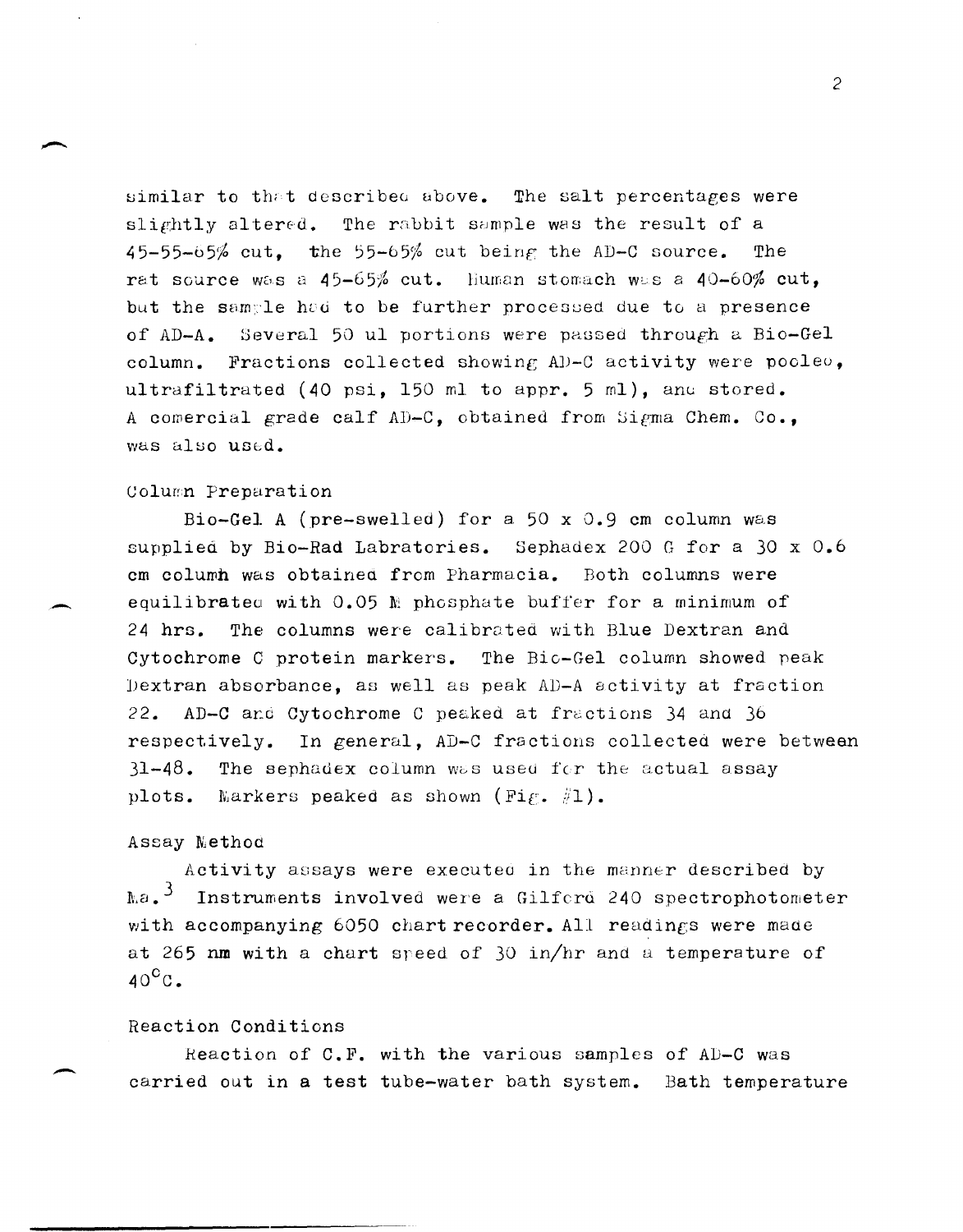similar to that described above. The salt percentages were slightly altered. The rabbit sample was the result of a 45-55-65% cut, the 55-65% cut being the AD-C source. The rat source was a 45-65% cut. Human stomach was a 40-60% cut, but the sample had to be further processed due to a presence of AD-A. Several 50 ul portions were passed through a Bio-Gel column. Fractions collected showing AD-C activity were pooled, ultrafiltrated (40 psi, 150 ml to appr. 5 ml), and stored. A comercial grade calf AD-C, obtained from Sigma Chem. Co., was also used.

### Column Preparation

Bio-Gel A (pre-swelled) for a 50 x 0.9 cm column was supplied by Bio-Rad Labratories. Sephadex 200 G for a 30 x 0.6 cm column was obtained from Pharmacia. Both columns were equilibrated with 0.05 M phosphate buffer for a minimum of 24 hrs. The columns were calibrated with Blue Dextran and Cytochrome C protein markers. The Bio-Gel column showed peak Dextran absorbance, as well as peak AD-A activity at fraction 22. AD-C and Cytochrome C peaked at fractions 34 and 36 respectively. In general, AD-C fractions collected were between 31-48. The sephadex column was used for the actual assay plots. Markers peaked as shown (Fig. #1).

### Assay Method

Activity assays were executed in the manner described by Ma.[3] Instruments involved were a Gilford 240 spectrophotometer with accompanying 6050 chart recorder. All readings were made at 265 nm with a chart speed of 30 in/hr and a temperature of $40^{\circ}C$.

### Reaction Conditions

Reaction of C.F. with the various samples of AD-C was carried out in a test tube-water bath system. Bath temperature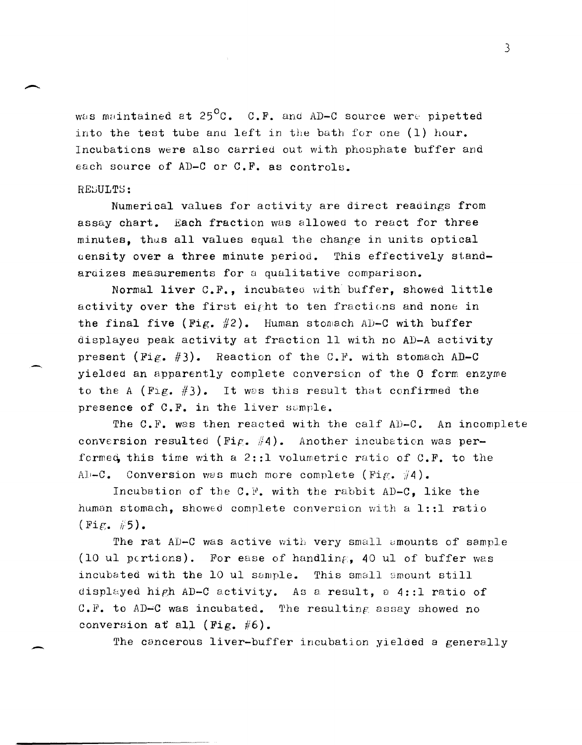was maintained at $25^{\circ}C$. C.F. and AD-C source were pipetted into the test tube and left in the bath for one (1) hour. Incubations were also carried out with phosphate buffer and each source of AD-C or C.F. as controls.

RESULTS:

Numerical values for activity are direct readings from assay chart. Each fraction was allowed to react for three minutes, thus all values equal the change in units optical density over a three minute period. This effectively standardizes measurements for a qualitative comparison.

Normal liver C.F., incubated with buffer, showed little activity over the first eight to ten fractions and none in the final five (Fig. #2). Human stomach AD-C with buffer displayed peak activity at fraction 11 with no AD-A activity present (Fig. #3). Reaction of the C.F. with stomach AD-C yielded an apparently complete conversion of the C form enzyme to the A (Fig. #3). It was this result that confirmed the presence of C.F. in the liver sample.

The C.F. was then reacted with the calf AD-C. An incomplete conversion resulted (Fig. #4). Another incubation was performed, this time with a 2::1 volumetric ratio of C.F. to the AD-C. Conversion was much more complete (Fig. #4).

Incubation of the C.F. with the rabbit AD-C, like the human stomach, showed complete conversion with a 1::1 ratio (Fig. #5).

The rat AD-C was active with very small amounts of sample (10 ul portions). For ease of handling, 40 ul of buffer was incubated with the 10 ul sample. This small amount still displayed high AD-C activity. As a result, a 4::1 ratio of C.F. to AD-C was incubated. The resulting assay showed no conversion at all (Fig. #6).

The cancerous liver-buffer incubation yielded a generally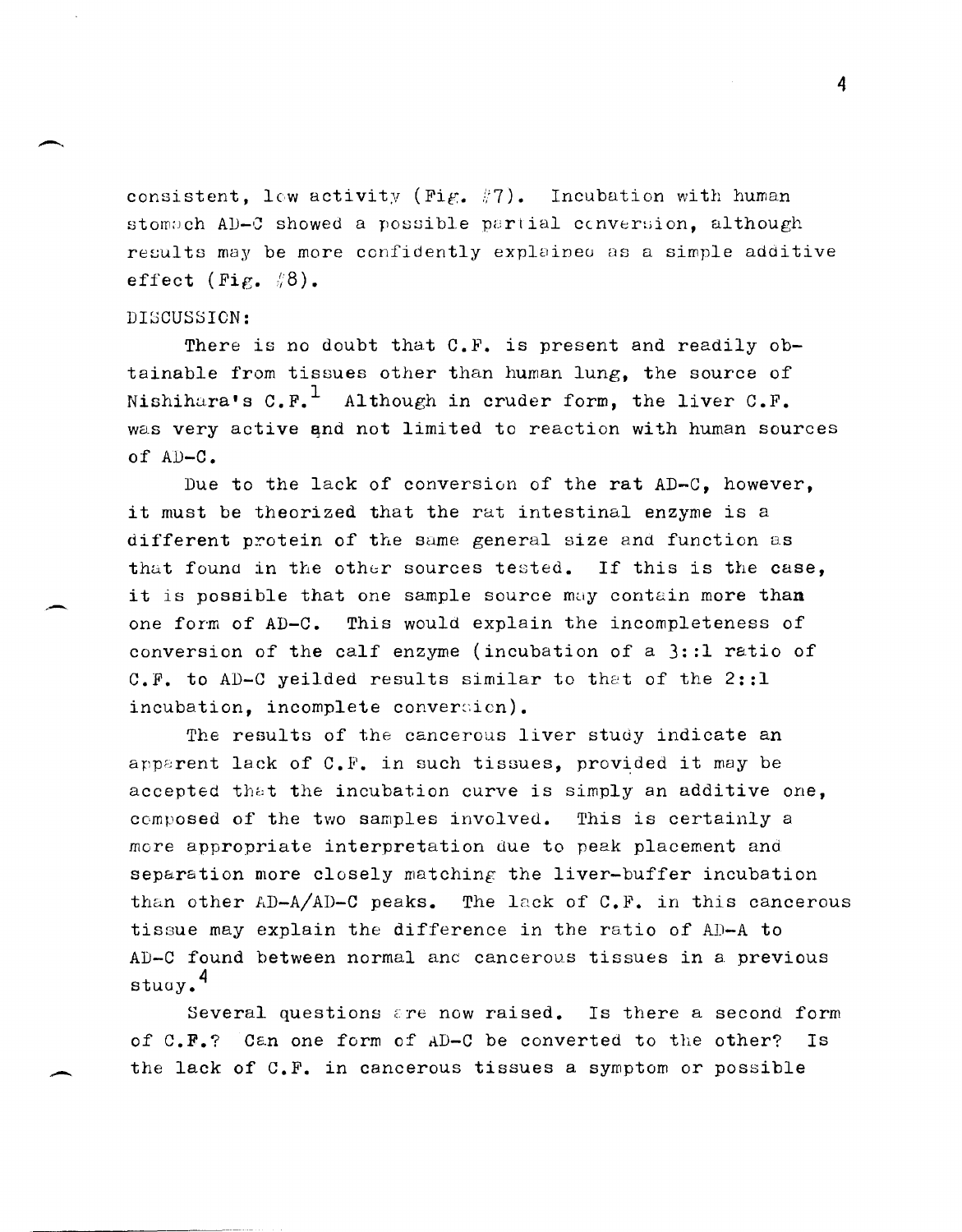consistent, low activity (Fig. #7). Incubation with human stomach AD-C showed a possible partial conversion, although results may be more confidently explained as a simple additive effect (Fig. #8).

## DISCUSSION:

There is no doubt that C.F. is present and readily obtainable from tissues other than human lung, the source of Nishihara's C.F.[1] Although in cruder form, the liver C.F. was very active and not limited to reaction with human sources of AD-C.

Due to the lack of conversion of the rat AD-C, however, it must be theorized that the rat intestinal enzyme is a different protein of the same general size and function as that found in the other sources tested. If this is the case, it is possible that one sample source may contain more than one form of AD-C. This would explain the incompleteness of conversion of the calf enzyme (incubation of a 3::1 ratio of C.F. to AD-C yeilded results similar to that of the 2::1 incubation, incomplete conversion).

The results of the cancerous liver study indicate an apparent lack of C.F. in such tissues, provided it may be accepted that the incubation curve is simply an additive one, composed of the two samples involved. This is certainly a more appropriate interpretation due to peak placement and separation more closely matching the liver-buffer incubation than other AD-A/AD-C peaks. The lack of C.F. in this cancerous tissue may explain the difference in the ratio of AD-A to AD-C found between normal and cancerous tissues in a previous study.[4]

Several questions are now raised. Is there a second form of C.F.? Can one form of AD-C be converted to the other? Is the lack of C.F. in cancerous tissues a symptom or possible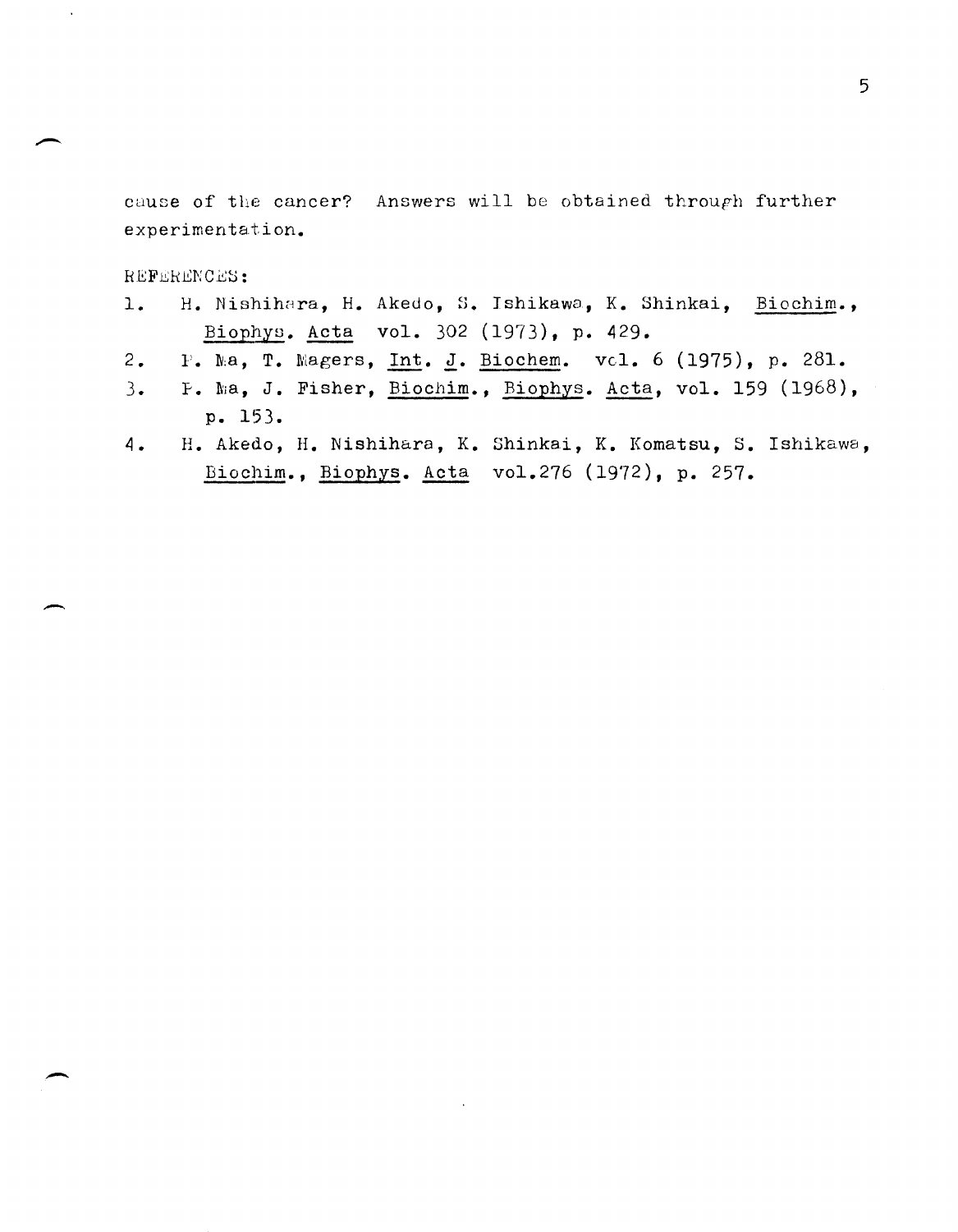cause of the cancer? Answers will be obtained through further experimentation.

REFERENCES:

1. H. Nishihara, H. Akedo, S. Ishikawa, K. Shinkai, Biochim., Biophys. Acta vol. 302 (1973), p. 429.
2. P. Ma, T. Magers, Int. J. Biochem. vol. 6 (1975), p. 281.
3. P. Ma, J. Fisher, Biochim., Biophys. Acta, vol. 159 (1968), p. 153.
4. H. Akedo, H. Nishihara, K. Shinkai, K. Komatsu, S. Ishikawa, Biochim., Biophys. Acta vol.276 (1972), p. 257.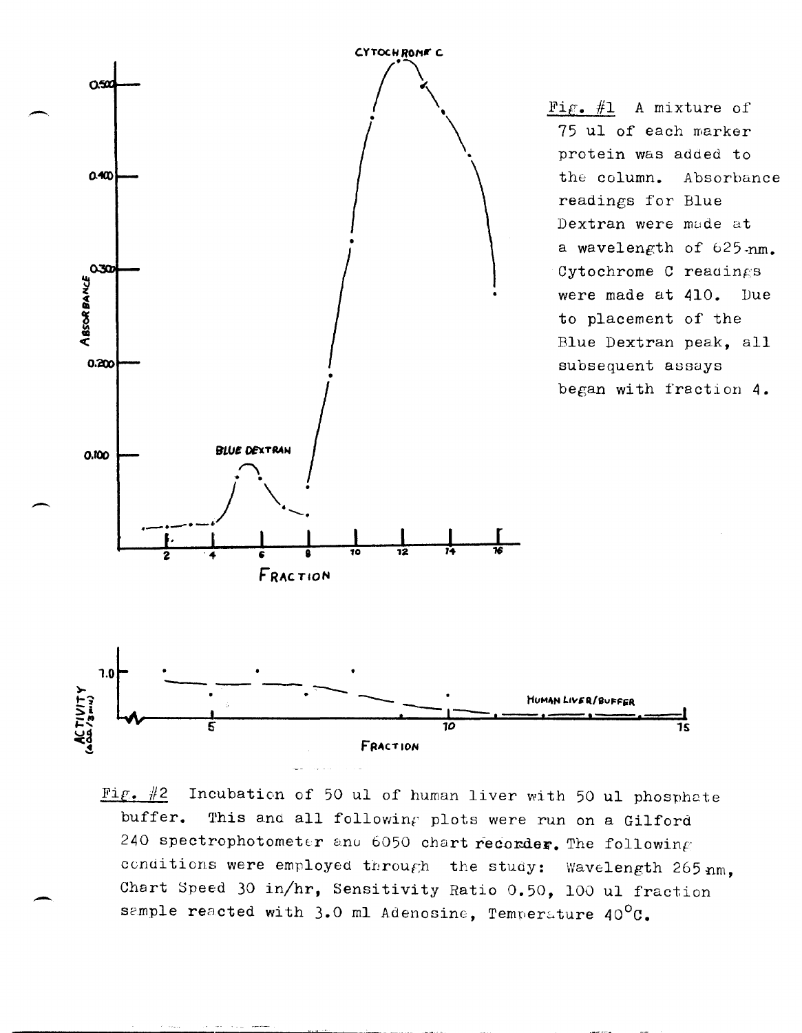Fig. #1 A mixture of 75 ul of each marker protein was added to the column. Absorbance readings for Blue Dextran were made at a wavelength of 625 nm. Cytochrome C readings were made at 410. Due to placement of the Blue Dextran peak, all subsequent assays began with fraction 4.

Fig. #2 Incubation of 50 ul of human liver with 50 ul phosphate buffer. This and all following plots were run on a Gilford 240 spectrophotometer and 6050 chart recorder. The following conditions were employed through the study: Wavelength 265 nm, Chart Speed 30 in/hr, Sensitivity Ratio 0.50, 100 ul fraction sample reacted with 3.0 ml Adenosine, Temperature 40°C.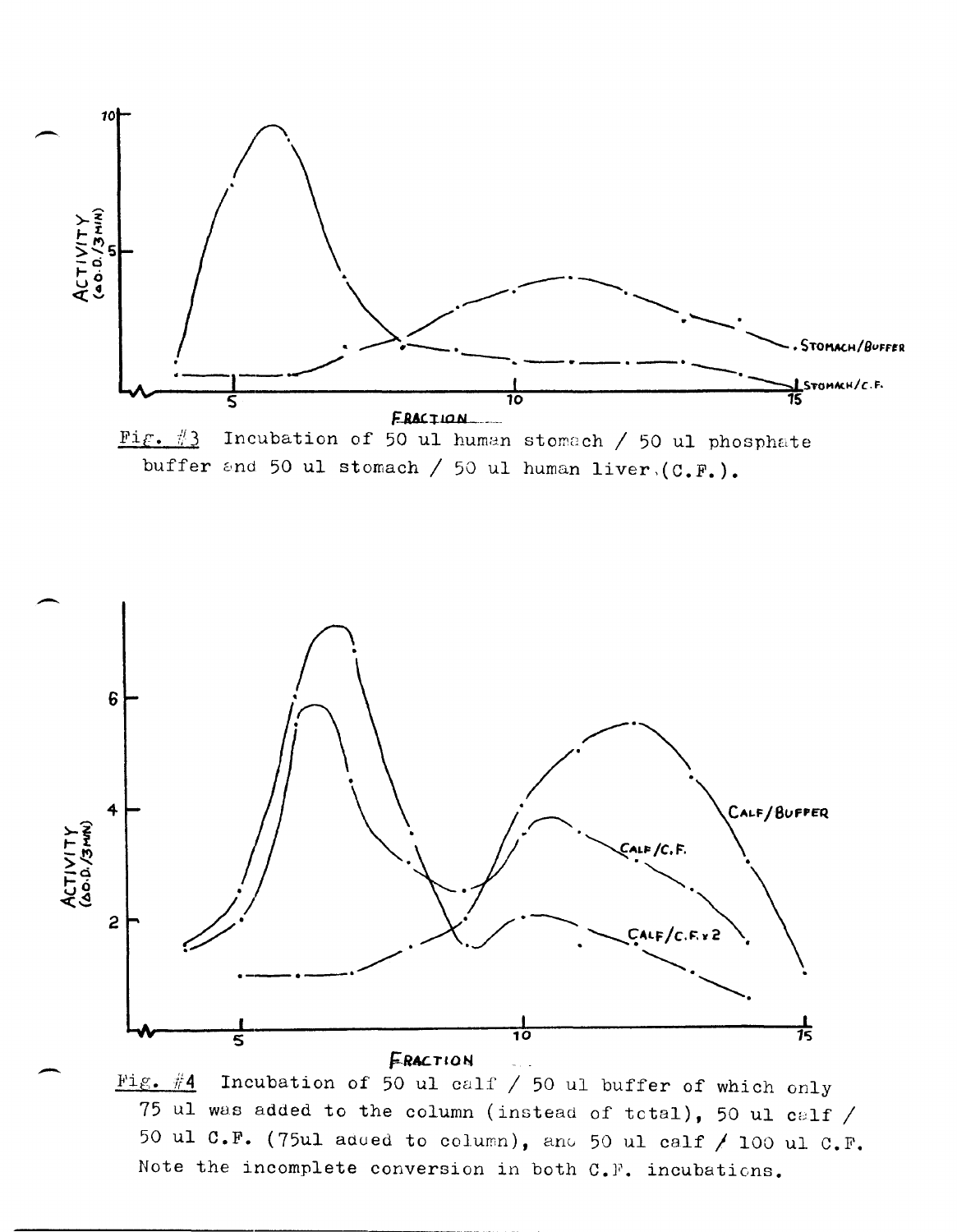Fig. #3 Incubation of 50 ul human stomach / 50 ul phosphate buffer and 50 ul stomach / 50 ul human liver (C.F.).

Fig. #4 Incubation of 50 ul calf / 50 ul buffer of which only 75 ul was added to the column (instead of total), 50 ul calf / 50 ul C.F. (75ul added to column), and 50 ul calf / 100 ul C.F. Note the incomplete conversion in both C.F. incubations.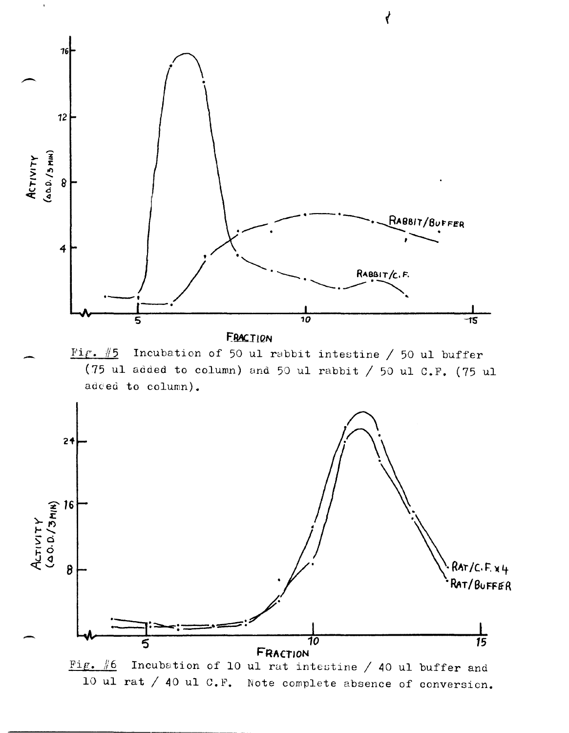Fig. #5 Incubation of 50 ul rabbit intestine / 50 ul buffer (75 ul added to column) and 50 ul rabbit / 50 ul C.F. (75 ul added to column).

Fig. #6 Incubation of 10 ul rat intestine / 40 ul buffer and 10 ul rat / 40 ul C.F. Note complete absence of conversion.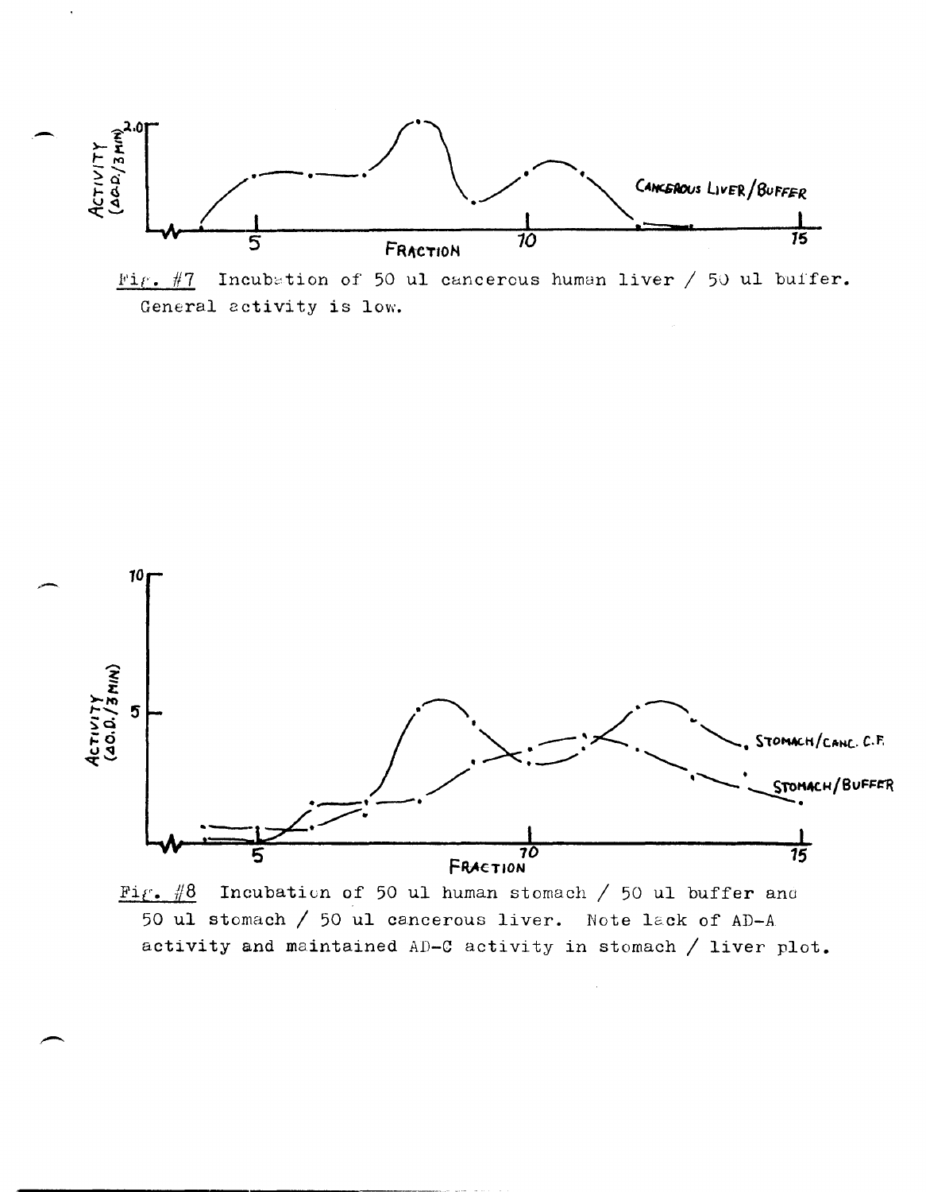ACTIVITY (ΔO.D./3 MIN)

2.0

CANCEROUS LIVER/BUFFER

5

10

15

FRACTION

Fig. #7 Incubation of 50 ul cancerous human liver / 50 ul buffer. General activity is low.

10

5

ACTIVITY (ΔO.D./3 MIN)

STOMACH/CANC. C.F.

STOMACH/BUFFER

5

10

15

FRACTION

Fig. #8 Incubation of 50 ul human stomach / 50 ul buffer and 50 ul stomach / 50 ul cancerous liver. Note lack of AD-A activity and maintained AD-C activity in stomach / liver plot.